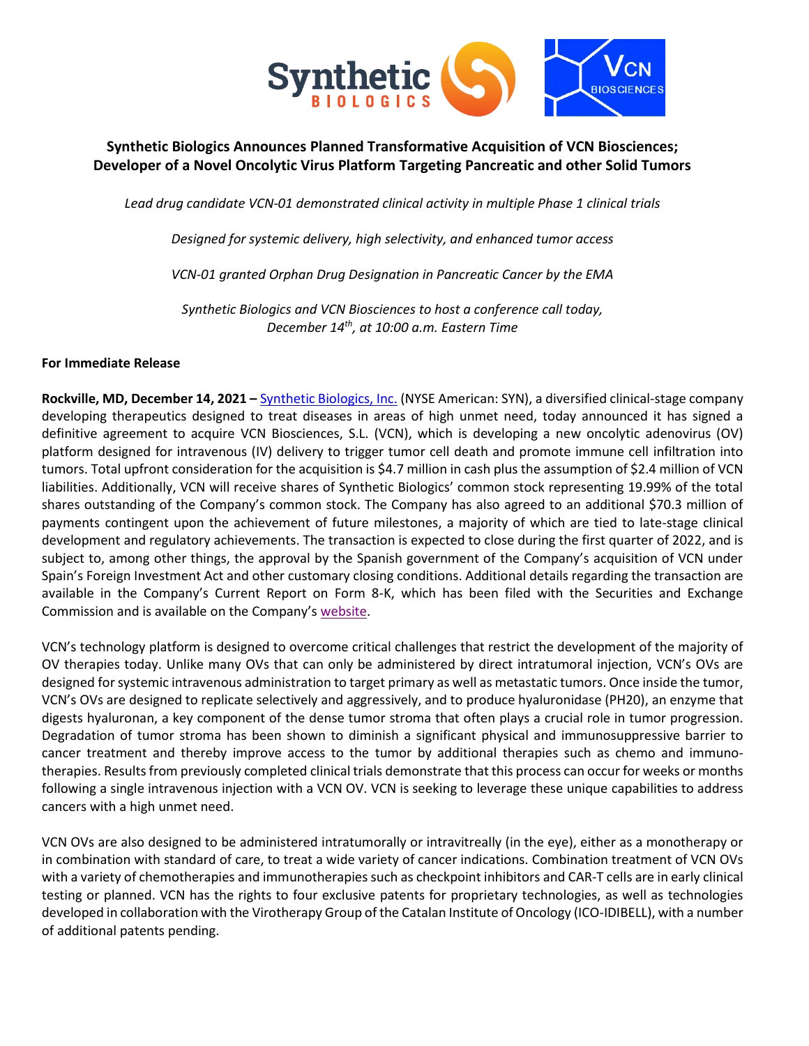# Synthetic Biologics Announces Planned Transformative Acquisition of VCN Biosciences; Developer of a Novel Oncolytic Virus Platform Targeting Pancreatic and other Solid Tumors

*Lead drug candidate VCN-01 demonstrated clinical activity in multiple Phase 1 clinical trials*

*Designed for systemic delivery, high selectivity, and enhanced tumor access*

*VCN-01 granted Orphan Drug Designation in Pancreatic Cancer by the EMA*

*Synthetic Biologics and VCN Biosciences to host a conference call today, December 14th, at 10:00 a.m. Eastern Time*

**For Immediate Release**

**Rockville, MD, December 14, 2021 –** Synthetic Biologics, Inc. (NYSE American: SYN), a diversified clinical-stage company developing therapeutics designed to treat diseases in areas of high unmet need, today announced it has signed a definitive agreement to acquire VCN Biosciences, S.L. (VCN), which is developing a new oncolytic adenovirus (OV) platform designed for intravenous (IV) delivery to trigger tumor cell death and promote immune cell infiltration into tumors. Total upfront consideration for the acquisition is $4.7 million in cash plus the assumption of $2.4 million of VCN liabilities. Additionally, VCN will receive shares of Synthetic Biologics' common stock representing 19.99% of the total shares outstanding of the Company's common stock. The Company has also agreed to an additional $70.3 million of payments contingent upon the achievement of future milestones, a majority of which are tied to late-stage clinical development and regulatory achievements. The transaction is expected to close during the first quarter of 2022, and is subject to, among other things, the approval by the Spanish government of the Company's acquisition of VCN under Spain's Foreign Investment Act and other customary closing conditions. Additional details regarding the transaction are available in the Company's Current Report on Form 8-K, which has been filed with the Securities and Exchange Commission and is available on the Company's website.

VCN's technology platform is designed to overcome critical challenges that restrict the development of the majority of OV therapies today. Unlike many OVs that can only be administered by direct intratumoral injection, VCN's OVs are designed for systemic intravenous administration to target primary as well as metastatic tumors. Once inside the tumor, VCN's OVs are designed to replicate selectively and aggressively, and to produce hyaluronidase (PH20), an enzyme that digests hyaluronan, a key component of the dense tumor stroma that often plays a crucial role in tumor progression. Degradation of tumor stroma has been shown to diminish a significant physical and immunosuppressive barrier to cancer treatment and thereby improve access to the tumor by additional therapies such as chemo and immuno-therapies. Results from previously completed clinical trials demonstrate that this process can occur for weeks or months following a single intravenous injection with a VCN OV. VCN is seeking to leverage these unique capabilities to address cancers with a high unmet need.

VCN OVs are also designed to be administered intratumorally or intravitreally (in the eye), either as a monotherapy or in combination with standard of care, to treat a wide variety of cancer indications. Combination treatment of VCN OVs with a variety of chemotherapies and immunotherapies such as checkpoint inhibitors and CAR-T cells are in early clinical testing or planned. VCN has the rights to four exclusive patents for proprietary technologies, as well as technologies developed in collaboration with the Virotherapy Group of the Catalan Institute of Oncology (ICO-IDIBELL), with a number of additional patents pending.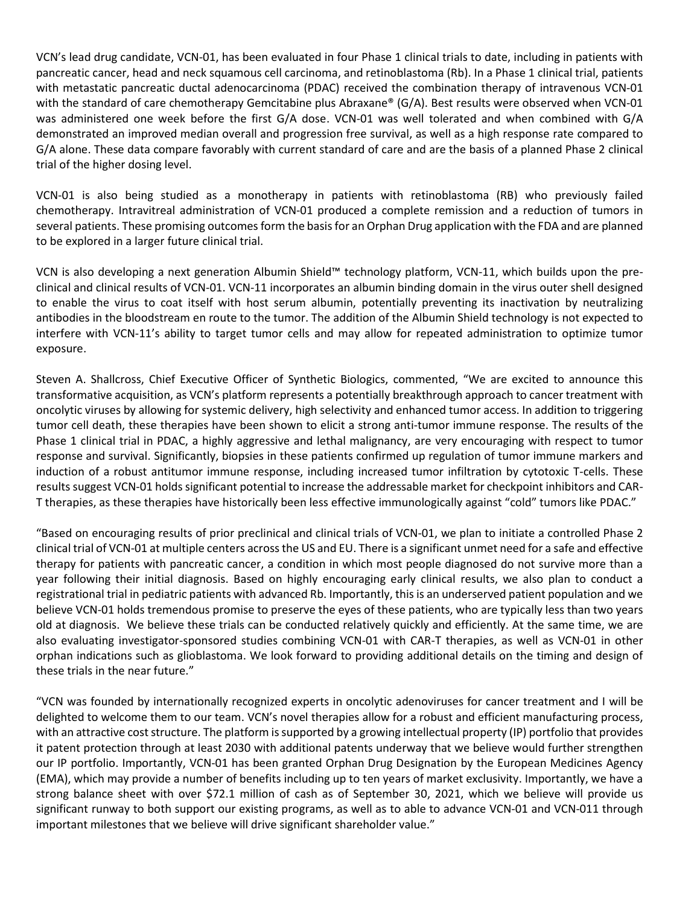VCN's lead drug candidate, VCN-01, has been evaluated in four Phase 1 clinical trials to date, including in patients with pancreatic cancer, head and neck squamous cell carcinoma, and retinoblastoma (Rb). In a Phase 1 clinical trial, patients with metastatic pancreatic ductal adenocarcinoma (PDAC) received the combination therapy of intravenous VCN-01 with the standard of care chemotherapy Gemcitabine plus Abraxane® (G/A). Best results were observed when VCN-01 was administered one week before the first G/A dose. VCN-01 was well tolerated and when combined with G/A demonstrated an improved median overall and progression free survival, as well as a high response rate compared to G/A alone. These data compare favorably with current standard of care and are the basis of a planned Phase 2 clinical trial of the higher dosing level.

VCN-01 is also being studied as a monotherapy in patients with retinoblastoma (RB) who previously failed chemotherapy. Intravitreal administration of VCN-01 produced a complete remission and a reduction of tumors in several patients. These promising outcomes form the basis for an Orphan Drug application with the FDA and are planned to be explored in a larger future clinical trial.

VCN is also developing a next generation Albumin Shield™ technology platform, VCN-11, which builds upon the pre-clinical and clinical results of VCN-01. VCN-11 incorporates an albumin binding domain in the virus outer shell designed to enable the virus to coat itself with host serum albumin, potentially preventing its inactivation by neutralizing antibodies in the bloodstream en route to the tumor. The addition of the Albumin Shield technology is not expected to interfere with VCN-11's ability to target tumor cells and may allow for repeated administration to optimize tumor exposure.

Steven A. Shallcross, Chief Executive Officer of Synthetic Biologics, commented, "We are excited to announce this transformative acquisition, as VCN's platform represents a potentially breakthrough approach to cancer treatment with oncolytic viruses by allowing for systemic delivery, high selectivity and enhanced tumor access. In addition to triggering tumor cell death, these therapies have been shown to elicit a strong anti-tumor immune response. The results of the Phase 1 clinical trial in PDAC, a highly aggressive and lethal malignancy, are very encouraging with respect to tumor response and survival. Significantly, biopsies in these patients confirmed up regulation of tumor immune markers and induction of a robust antitumor immune response, including increased tumor infiltration by cytotoxic T-cells. These results suggest VCN-01 holds significant potential to increase the addressable market for checkpoint inhibitors and CAR-T therapies, as these therapies have historically been less effective immunologically against "cold" tumors like PDAC."

"Based on encouraging results of prior preclinical and clinical trials of VCN-01, we plan to initiate a controlled Phase 2 clinical trial of VCN-01 at multiple centers across the US and EU. There is a significant unmet need for a safe and effective therapy for patients with pancreatic cancer, a condition in which most people diagnosed do not survive more than a year following their initial diagnosis. Based on highly encouraging early clinical results, we also plan to conduct a registrational trial in pediatric patients with advanced Rb. Importantly, this is an underserved patient population and we believe VCN-01 holds tremendous promise to preserve the eyes of these patients, who are typically less than two years old at diagnosis. We believe these trials can be conducted relatively quickly and efficiently. At the same time, we are also evaluating investigator-sponsored studies combining VCN-01 with CAR-T therapies, as well as VCN-01 in other orphan indications such as glioblastoma. We look forward to providing additional details on the timing and design of these trials in the near future."

"VCN was founded by internationally recognized experts in oncolytic adenoviruses for cancer treatment and I will be delighted to welcome them to our team. VCN's novel therapies allow for a robust and efficient manufacturing process, with an attractive cost structure. The platform is supported by a growing intellectual property (IP) portfolio that provides it patent protection through at least 2030 with additional patents underway that we believe would further strengthen our IP portfolio. Importantly, VCN-01 has been granted Orphan Drug Designation by the European Medicines Agency (EMA), which may provide a number of benefits including up to ten years of market exclusivity. Importantly, we have a strong balance sheet with over $72.1 million of cash as of September 30, 2021, which we believe will provide us significant runway to both support our existing programs, as well as to able to advance VCN-01 and VCN-011 through important milestones that we believe will drive significant shareholder value."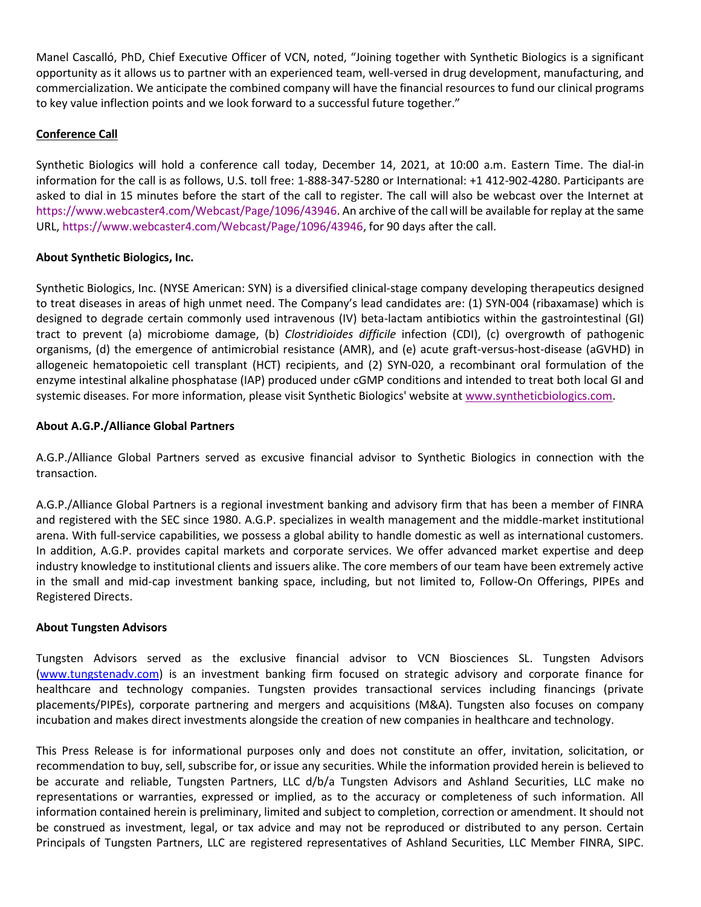Manel Cascalló, PhD, Chief Executive Officer of VCN, noted, "Joining together with Synthetic Biologics is a significant opportunity as it allows us to partner with an experienced team, well-versed in drug development, manufacturing, and commercialization. We anticipate the combined company will have the financial resources to fund our clinical programs to key value inflection points and we look forward to a successful future together."

**Conference Call**

Synthetic Biologics will hold a conference call today, December 14, 2021, at 10:00 a.m. Eastern Time. The dial-in information for the call is as follows, U.S. toll free: 1-888-347-5280 or International: +1 412-902-4280. Participants are asked to dial in 15 minutes before the start of the call to register. The call will also be webcast over the Internet at https://www.webcaster4.com/Webcast/Page/1096/43946. An archive of the call will be available for replay at the same URL, https://www.webcaster4.com/Webcast/Page/1096/43946, for 90 days after the call.

**About Synthetic Biologics, Inc.**

Synthetic Biologics, Inc. (NYSE American: SYN) is a diversified clinical-stage company developing therapeutics designed to treat diseases in areas of high unmet need. The Company's lead candidates are: (1) SYN-004 (ribaxamase) which is designed to degrade certain commonly used intravenous (IV) beta-lactam antibiotics within the gastrointestinal (GI) tract to prevent (a) microbiome damage, (b) *Clostridioides difficile* infection (CDI), (c) overgrowth of pathogenic organisms, (d) the emergence of antimicrobial resistance (AMR), and (e) acute graft-versus-host-disease (aGVHD) in allogeneic hematopoietic cell transplant (HCT) recipients, and (2) SYN-020, a recombinant oral formulation of the enzyme intestinal alkaline phosphatase (IAP) produced under cGMP conditions and intended to treat both local GI and systemic diseases. For more information, please visit Synthetic Biologics' website at www.syntheticbiologics.com.

**About A.G.P./Alliance Global Partners**

A.G.P./Alliance Global Partners served as excusive financial advisor to Synthetic Biologics in connection with the transaction.

A.G.P./Alliance Global Partners is a regional investment banking and advisory firm that has been a member of FINRA and registered with the SEC since 1980. A.G.P. specializes in wealth management and the middle-market institutional arena. With full-service capabilities, we possess a global ability to handle domestic as well as international customers. In addition, A.G.P. provides capital markets and corporate services. We offer advanced market expertise and deep industry knowledge to institutional clients and issuers alike. The core members of our team have been extremely active in the small and mid-cap investment banking space, including, but not limited to, Follow-On Offerings, PIPEs and Registered Directs.

**About Tungsten Advisors**

Tungsten Advisors served as the exclusive financial advisor to VCN Biosciences SL. Tungsten Advisors (www.tungstenadv.com) is an investment banking firm focused on strategic advisory and corporate finance for healthcare and technology companies. Tungsten provides transactional services including financings (private placements/PIPEs), corporate partnering and mergers and acquisitions (M&A). Tungsten also focuses on company incubation and makes direct investments alongside the creation of new companies in healthcare and technology.

This Press Release is for informational purposes only and does not constitute an offer, invitation, solicitation, or recommendation to buy, sell, subscribe for, or issue any securities. While the information provided herein is believed to be accurate and reliable, Tungsten Partners, LLC d/b/a Tungsten Advisors and Ashland Securities, LLC make no representations or warranties, expressed or implied, as to the accuracy or completeness of such information. All information contained herein is preliminary, limited and subject to completion, correction or amendment. It should not be construed as investment, legal, or tax advice and may not be reproduced or distributed to any person. Certain Principals of Tungsten Partners, LLC are registered representatives of Ashland Securities, LLC Member FINRA, SIPC.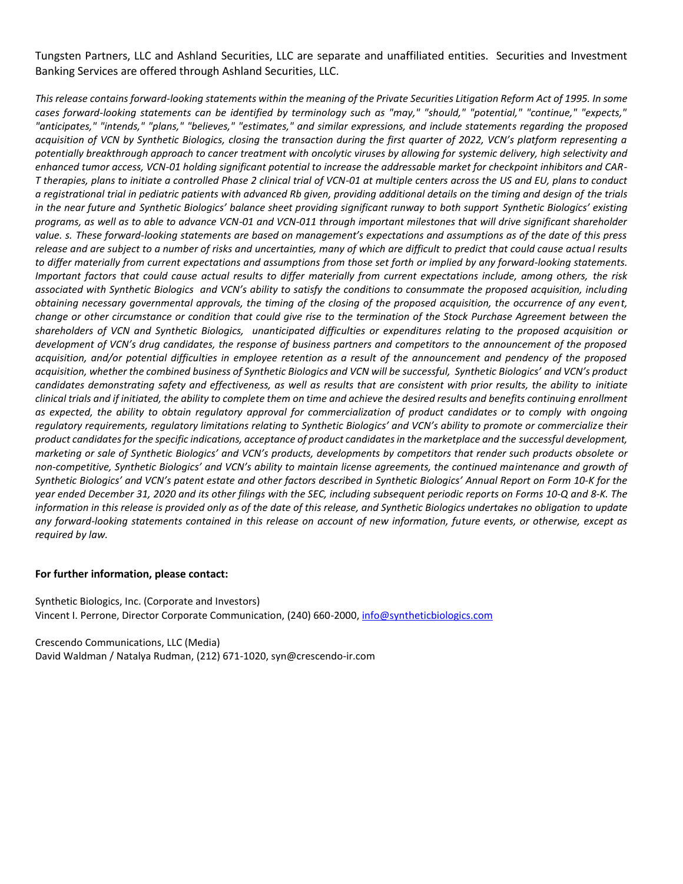Tungsten Partners, LLC and Ashland Securities, LLC are separate and unaffiliated entities. Securities and Investment Banking Services are offered through Ashland Securities, LLC.

*This release contains forward-looking statements within the meaning of the Private Securities Litigation Reform Act of 1995. In some cases forward-looking statements can be identified by terminology such as "may," "should," "potential," "continue," "expects," "anticipates," "intends," "plans," "believes," "estimates," and similar expressions, and include statements regarding the proposed acquisition of VCN by Synthetic Biologics, closing the transaction during the first quarter of 2022, VCN's platform representing a potentially breakthrough approach to cancer treatment with oncolytic viruses by allowing for systemic delivery, high selectivity and enhanced tumor access, VCN-01 holding significant potential to increase the addressable market for checkpoint inhibitors and CAR-T therapies, plans to initiate a controlled Phase 2 clinical trial of VCN-01 at multiple centers across the US and EU, plans to conduct a registrational trial in pediatric patients with advanced Rb given, providing additional details on the timing and design of the trials in the near future and Synthetic Biologics' balance sheet providing significant runway to both support Synthetic Biologics' existing programs, as well as to able to advance VCN-01 and VCN-011 through important milestones that will drive significant shareholder value. s. These forward-looking statements are based on management's expectations and assumptions as of the date of this press release and are subject to a number of risks and uncertainties, many of which are difficult to predict that could cause actual results to differ materially from current expectations and assumptions from those set forth or implied by any forward-looking statements. Important factors that could cause actual results to differ materially from current expectations include, among others, the risk associated with Synthetic Biologics and VCN's ability to satisfy the conditions to consummate the proposed acquisition, including obtaining necessary governmental approvals, the timing of the closing of the proposed acquisition, the occurrence of any event, change or other circumstance or condition that could give rise to the termination of the Stock Purchase Agreement between the shareholders of VCN and Synthetic Biologics, unanticipated difficulties or expenditures relating to the proposed acquisition or development of VCN's drug candidates, the response of business partners and competitors to the announcement of the proposed acquisition, and/or potential difficulties in employee retention as a result of the announcement and pendency of the proposed acquisition, whether the combined business of Synthetic Biologics and VCN will be successful, Synthetic Biologics' and VCN's product candidates demonstrating safety and effectiveness, as well as results that are consistent with prior results, the ability to initiate clinical trials and if initiated, the ability to complete them on time and achieve the desired results and benefits continuing enrollment as expected, the ability to obtain regulatory approval for commercialization of product candidates or to comply with ongoing regulatory requirements, regulatory limitations relating to Synthetic Biologics' and VCN's ability to promote or commercialize their product candidates for the specific indications, acceptance of product candidates in the marketplace and the successful development, marketing or sale of Synthetic Biologics' and VCN's products, developments by competitors that render such products obsolete or non-competitive, Synthetic Biologics' and VCN's ability to maintain license agreements, the continued maintenance and growth of Synthetic Biologics' and VCN's patent estate and other factors described in Synthetic Biologics' Annual Report on Form 10-K for the year ended December 31, 2020 and its other filings with the SEC, including subsequent periodic reports on Forms 10-Q and 8-K. The information in this release is provided only as of the date of this release, and Synthetic Biologics undertakes no obligation to update any forward-looking statements contained in this release on account of new information, future events, or otherwise, except as required by law.*

**For further information, please contact:**

Synthetic Biologics, Inc. (Corporate and Investors)
Vincent I. Perrone, Director Corporate Communication, (240) 660-2000, info@syntheticbiologics.com

Crescendo Communications, LLC (Media)
David Waldman / Natalya Rudman, (212) 671-1020, syn@crescendo-ir.com